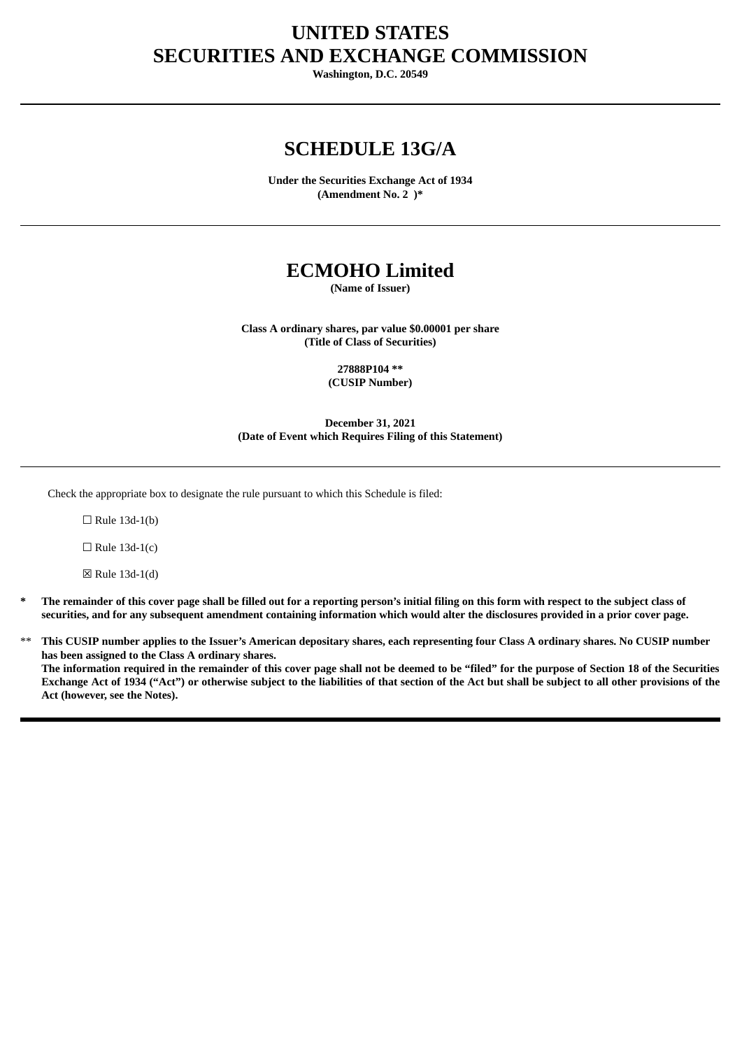# UNITED STATES
# SECURITIES AND EXCHANGE COMMISSION

**Washington, D.C. 20549**

---

# SCHEDULE 13G/A

**Under the Securities Exchange Act of 1934**
**(Amendment No. 2 )***

---

# ECMOHO Limited

**(Name of Issuer)**

**Class A ordinary shares, par value $0.00001 per share**
**(Title of Class of Securities)**

**27888P104 ****
**(CUSIP Number)**

**December 31, 2021**
**(Date of Event which Requires Filing of this Statement)**

---

Check the appropriate box to designate the rule pursuant to which this Schedule is filed:

☐ Rule 13d-1(b)

☐ Rule 13d-1(c)

☒ Rule 13d-1(d)

* **The remainder of this cover page shall be filled out for a reporting person's initial filing on this form with respect to the subject class of securities, and for any subsequent amendment containing information which would alter the disclosures provided in a prior cover page.**

** **This CUSIP number applies to the Issuer's American depositary shares, each representing four Class A ordinary shares. No CUSIP number has been assigned to the Class A ordinary shares.**
**The information required in the remainder of this cover page shall not be deemed to be "filed" for the purpose of Section 18 of the Securities Exchange Act of 1934 ("Act") or otherwise subject to the liabilities of that section of the Act but shall be subject to all other provisions of the Act (however, see the Notes).**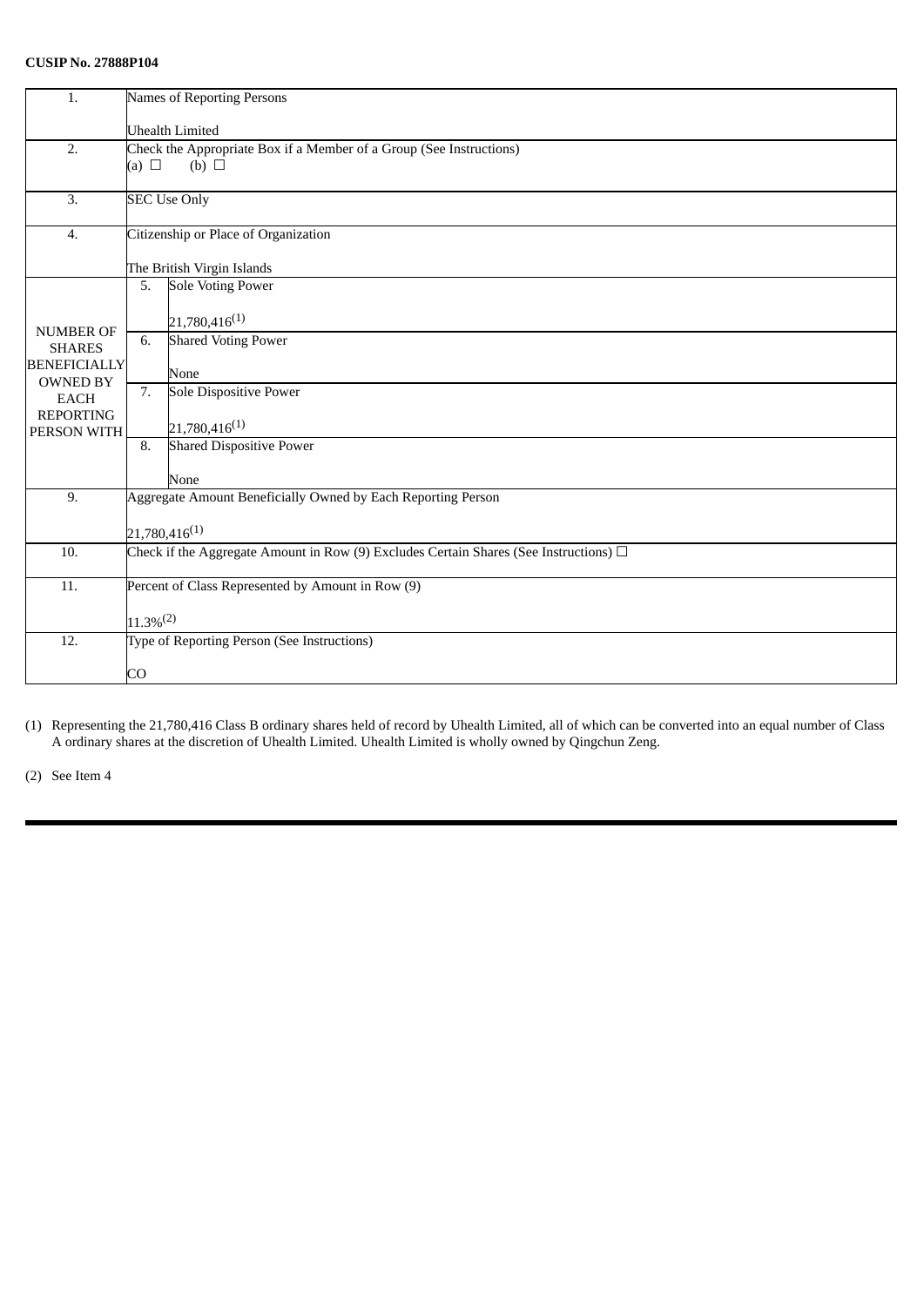**CUSIP No. 27888P104**

| | | | |
|---|---|---|---|
| 1. | Names of Reporting Persons<br><br>Uhealth Limited | | |
| 2. | Check the Appropriate Box if a Member of a Group (See Instructions)<br>(a) ☐ (b) ☐ | | |
| 3. | SEC Use Only | | |
| 4. | Citizenship or Place of Organization<br><br>The British Virgin Islands | | |
| NUMBER OF SHARES BENEFICIALLY OWNED BY EACH REPORTING PERSON WITH | 5. | Sole Voting Power<br><br>21,780,416(1) | |
| | 6. | Shared Voting Power<br><br>None | |
| | 7. | Sole Dispositive Power<br><br>21,780,416(1) | |
| | 8. | Shared Dispositive Power<br><br>None | |
| 9. | Aggregate Amount Beneficially Owned by Each Reporting Person<br><br>21,780,416(1) | | |
| 10. | Check if the Aggregate Amount in Row (9) Excludes Certain Shares (See Instructions) ☐ | | |
| 11. | Percent of Class Represented by Amount in Row (9)<br><br>11.3%(2) | | |
| 12. | Type of Reporting Person (See Instructions)<br><br>CO | | |

(1) Representing the 21,780,416 Class B ordinary shares held of record by Uhealth Limited, all of which can be converted into an equal number of Class A ordinary shares at the discretion of Uhealth Limited. Uhealth Limited is wholly owned by Qingchun Zeng.

(2) See Item 4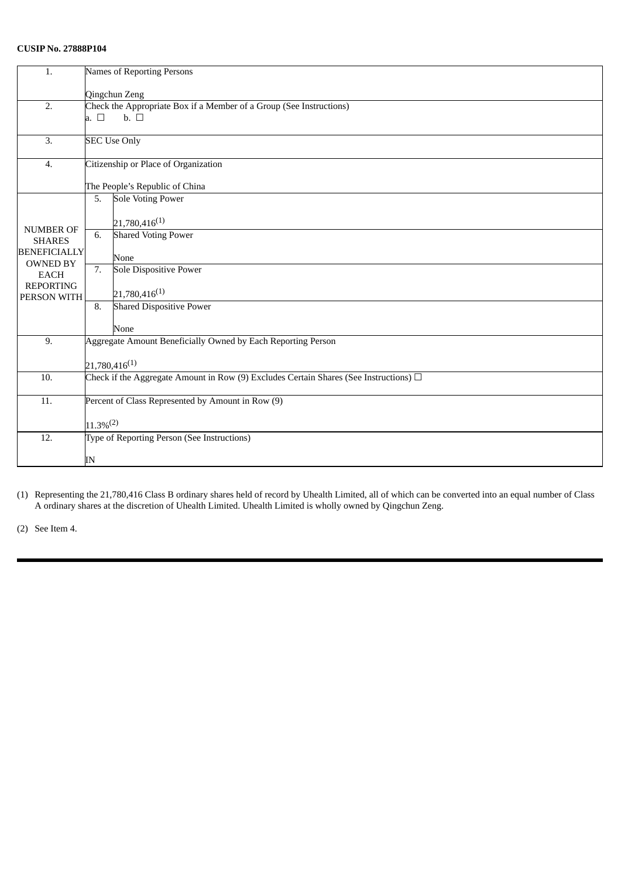**CUSIP No. 27888P104**

| 1. | Names of Reporting Persons<br><br>Qingchun Zeng | |
|---|---|---|
| 2. | Check the Appropriate Box if a Member of a Group (See Instructions)<br>a. ☐ b. ☐ | |
| 3. | SEC Use Only | |
| 4. | Citizenship or Place of Organization<br><br>The People's Republic of China | |
| NUMBER OF SHARES BENEFICIALLY OWNED BY EACH REPORTING PERSON WITH | 5. | Sole Voting Power<br><br>21,780,416(1) |
| | 6. | Shared Voting Power<br><br>None |
| | 7. | Sole Dispositive Power<br><br>21,780,416(1) |
| | 8. | Shared Dispositive Power<br><br>None |
| 9. | Aggregate Amount Beneficially Owned by Each Reporting Person<br><br>21,780,416(1) | |
| 10. | Check if the Aggregate Amount in Row (9) Excludes Certain Shares (See Instructions) ☐ | |
| 11. | Percent of Class Represented by Amount in Row (9)<br><br>11.3%(2) | |
| 12. | Type of Reporting Person (See Instructions)<br><br>IN | |

(1) Representing the 21,780,416 Class B ordinary shares held of record by Uhealth Limited, all of which can be converted into an equal number of Class A ordinary shares at the discretion of Uhealth Limited. Uhealth Limited is wholly owned by Qingchun Zeng.

(2) See Item 4.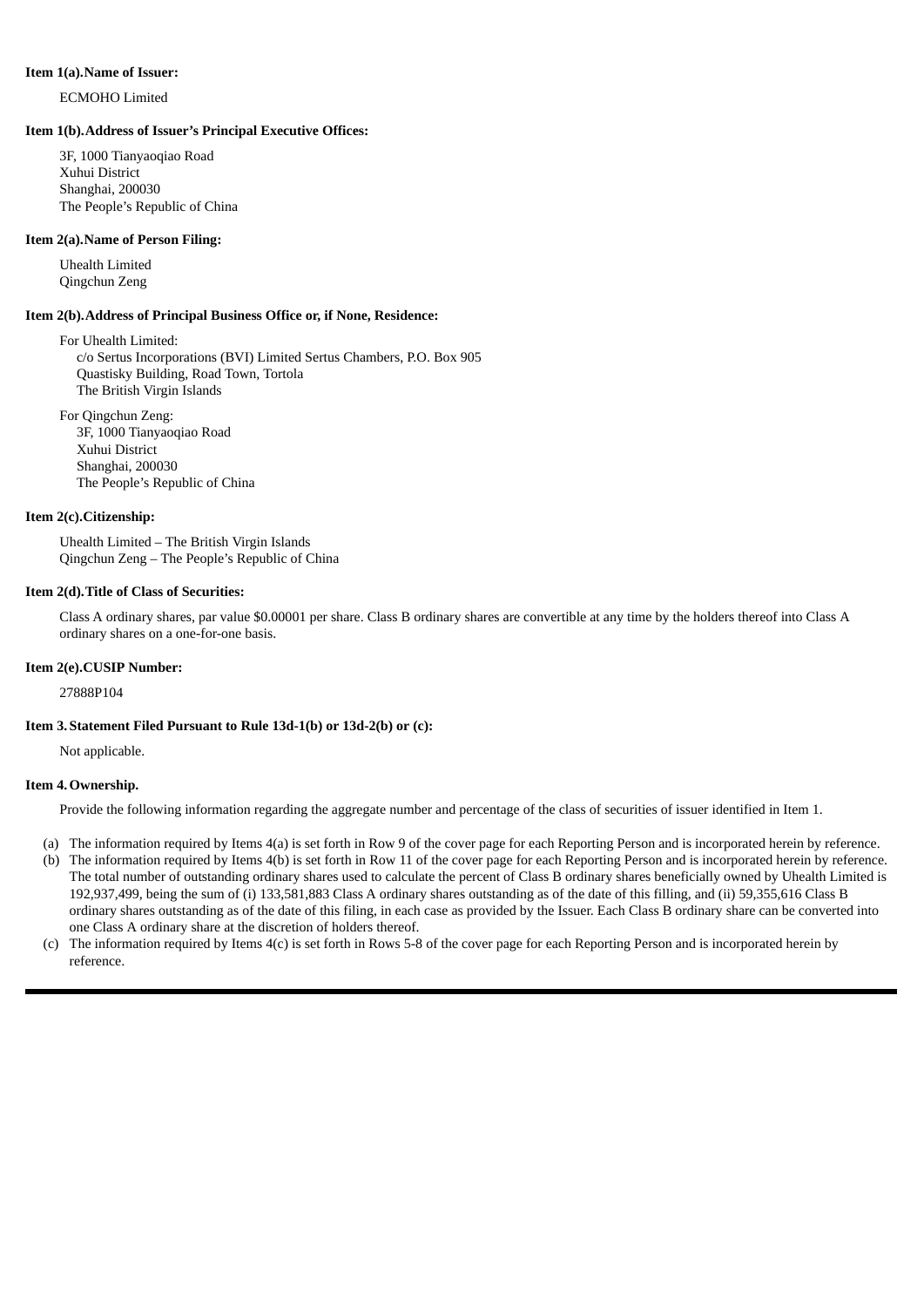**Item 1(a).Name of Issuer:**

ECMOHO Limited

**Item 1(b).Address of Issuer's Principal Executive Offices:**

3F, 1000 Tianyaoqiao Road
Xuhui District
Shanghai, 200030
The People's Republic of China

**Item 2(a).Name of Person Filing:**

Uhealth Limited
Qingchun Zeng

**Item 2(b).Address of Principal Business Office or, if None, Residence:**

For Uhealth Limited:
c/o Sertus Incorporations (BVI) Limited Sertus Chambers, P.O. Box 905
Quastisky Building, Road Town, Tortola
The British Virgin Islands

For Qingchun Zeng:
3F, 1000 Tianyaoqiao Road
Xuhui District
Shanghai, 200030
The People's Republic of China

**Item 2(c).Citizenship:**

Uhealth Limited – The British Virgin Islands
Qingchun Zeng – The People's Republic of China

**Item 2(d).Title of Class of Securities:**

Class A ordinary shares, par value $0.00001 per share. Class B ordinary shares are convertible at any time by the holders thereof into Class A ordinary shares on a one-for-one basis.

**Item 2(e).CUSIP Number:**

27888P104

**Item 3. Statement Filed Pursuant to Rule 13d-1(b) or 13d-2(b) or (c):**

Not applicable.

**Item 4. Ownership.**

Provide the following information regarding the aggregate number and percentage of the class of securities of issuer identified in Item 1.

(a) The information required by Items 4(a) is set forth in Row 9 of the cover page for each Reporting Person and is incorporated herein by reference.

(b) The information required by Items 4(b) is set forth in Row 11 of the cover page for each Reporting Person and is incorporated herein by reference. The total number of outstanding ordinary shares used to calculate the percent of Class B ordinary shares beneficially owned by Uhealth Limited is 192,937,499, being the sum of (i) 133,581,883 Class A ordinary shares outstanding as of the date of this filling, and (ii) 59,355,616 Class B ordinary shares outstanding as of the date of this filing, in each case as provided by the Issuer. Each Class B ordinary share can be converted into one Class A ordinary share at the discretion of holders thereof.

(c) The information required by Items 4(c) is set forth in Rows 5-8 of the cover page for each Reporting Person and is incorporated herein by reference.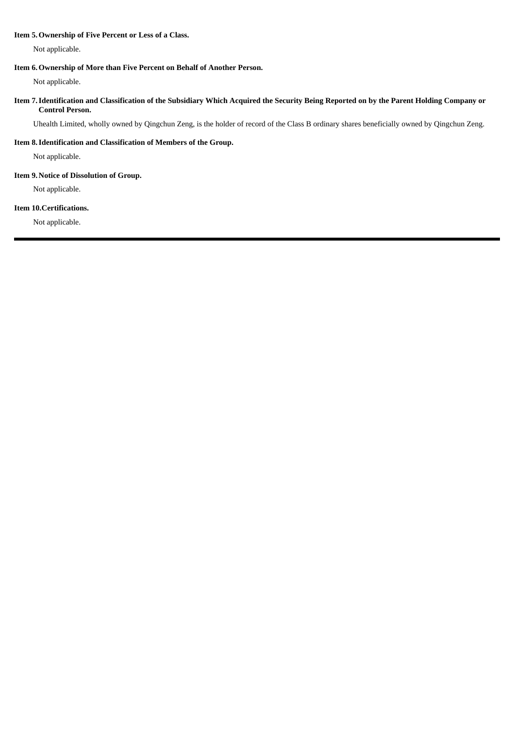**Item 5. Ownership of Five Percent or Less of a Class.**

Not applicable.

**Item 6. Ownership of More than Five Percent on Behalf of Another Person.**

Not applicable.

**Item 7. Identification and Classification of the Subsidiary Which Acquired the Security Being Reported on by the Parent Holding Company or Control Person.**

Uhealth Limited, wholly owned by Qingchun Zeng, is the holder of record of the Class B ordinary shares beneficially owned by Qingchun Zeng.

**Item 8. Identification and Classification of Members of the Group.**

Not applicable.

**Item 9. Notice of Dissolution of Group.**

Not applicable.

**Item 10. Certifications.**

Not applicable.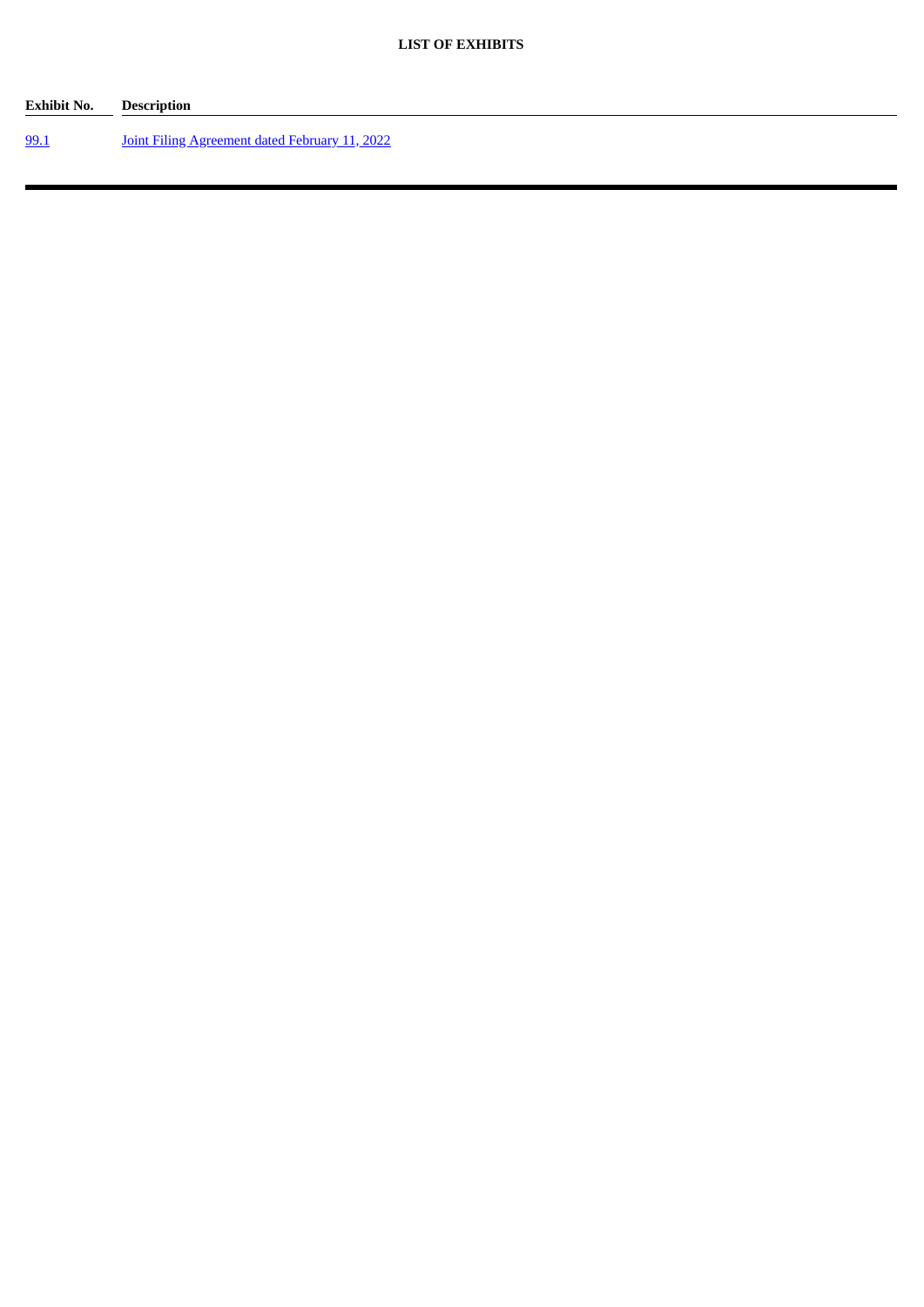**LIST OF EXHIBITS**

| Exhibit No. | Description |
| --- | --- |
| 99.1 | Joint Filing Agreement dated February 11, 2022 |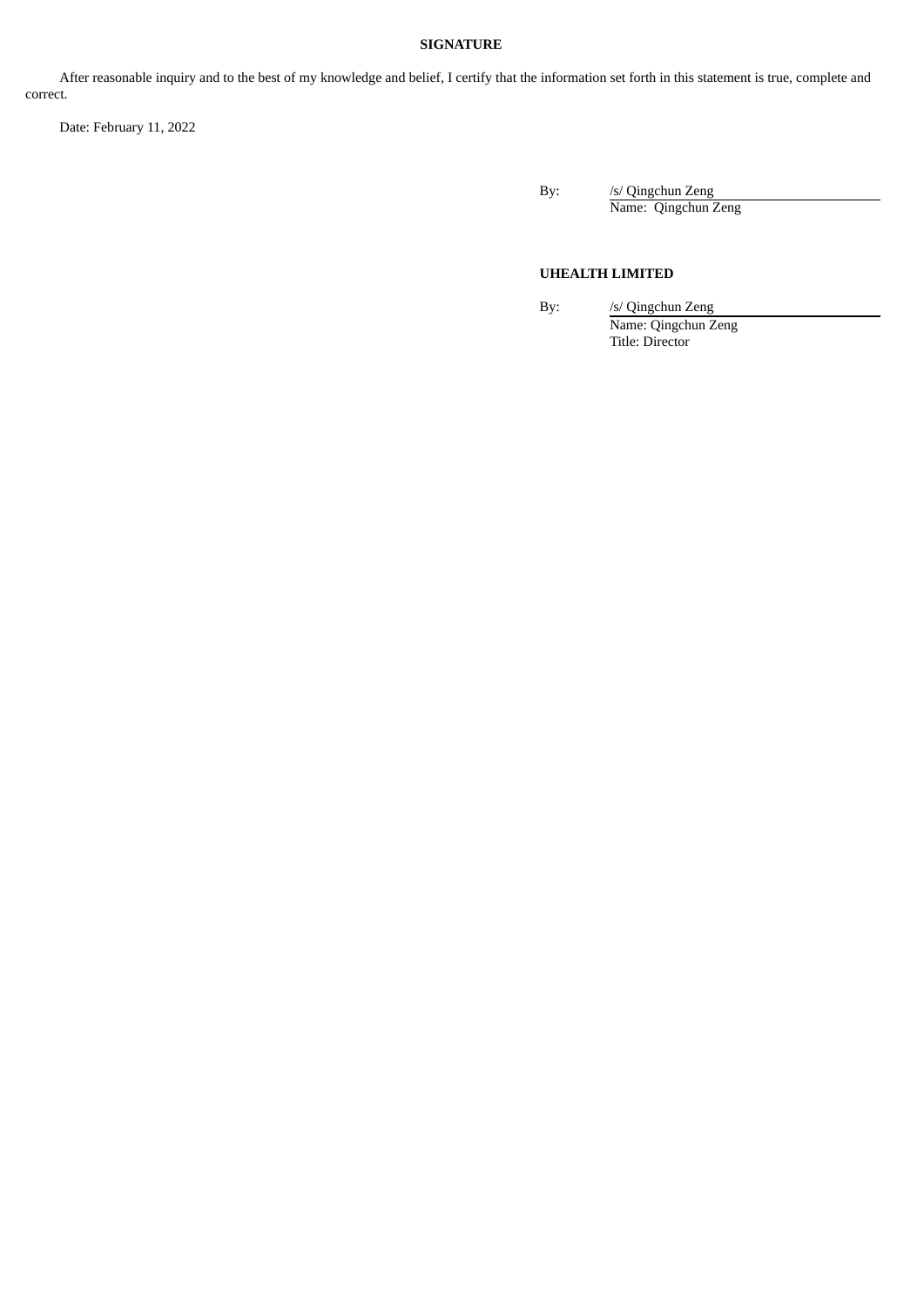**SIGNATURE**

After reasonable inquiry and to the best of my knowledge and belief, I certify that the information set forth in this statement is true, complete and correct.

Date: February 11, 2022

By: /s/ Qingchun Zeng
Name: Qingchun Zeng

**UHEALTH LIMITED**

By: /s/ Qingchun Zeng
Name: Qingchun Zeng
Title: Director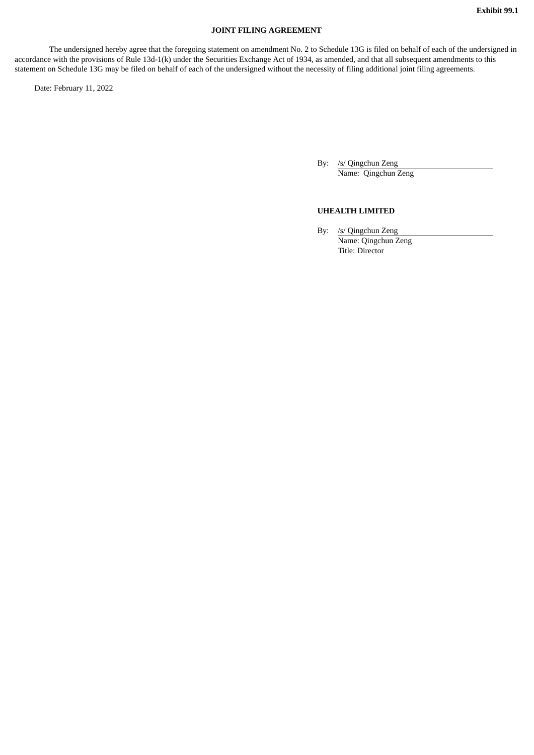**Exhibit 99.1**

**JOINT FILING AGREEMENT**

The undersigned hereby agree that the foregoing statement on amendment No. 2 to Schedule 13G is filed on behalf of each of the undersigned in accordance with the provisions of Rule 13d-1(k) under the Securities Exchange Act of 1934, as amended, and that all subsequent amendments to this statement on Schedule 13G may be filed on behalf of each of the undersigned without the necessity of filing additional joint filing agreements.

Date: February 11, 2022

By: /s/ Qingchun Zeng
Name: Qingchun Zeng

**UHEALTH LIMITED**

By: /s/ Qingchun Zeng
Name: Qingchun Zeng
Title: Director